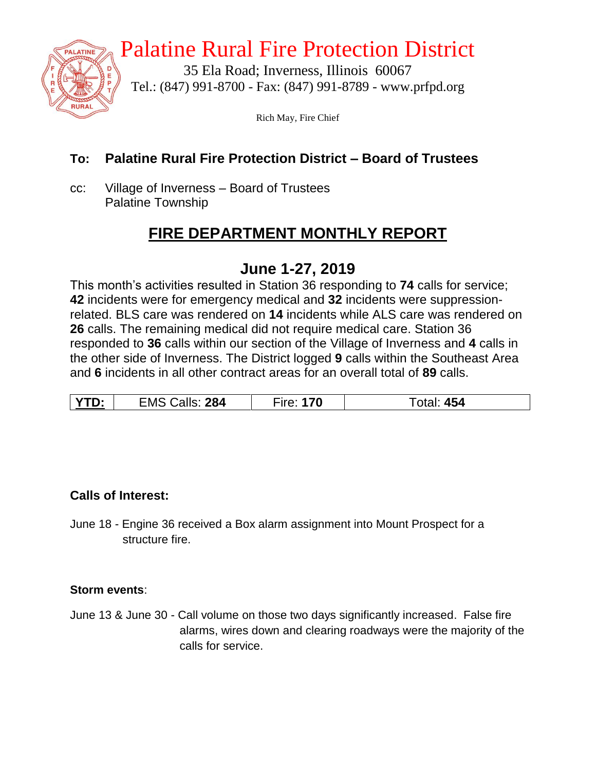# Palatine Rural Fire Protection District

35 Ela Road; Inverness, Illinois 60067
Tel.: (847) 991-8700 - Fax: (847) 991-8789 - www.prfpd.org

Rich May, Fire Chief

**To: Palatine Rural Fire Protection District – Board of Trustees**

cc: Village of Inverness – Board of Trustees
Palatine Township

## FIRE DEPARTMENT MONTHLY REPORT

## June 1-27, 2019

This month's activities resulted in Station 36 responding to **74** calls for service; **42** incidents were for emergency medical and **32** incidents were suppression-related. BLS care was rendered on **14** incidents while ALS care was rendered on **26** calls. The remaining medical did not require medical care. Station 36 responded to **36** calls within our section of the Village of Inverness and **4** calls in the other side of Inverness. The District logged **9** calls within the Southeast Area and **6** incidents in all other contract areas for an overall total of **89** calls.

| **YTD:** | EMS Calls: **284** | Fire: **170** | Total: **454** |
|---|---|---|---|

**Calls of Interest:**

June 18 - Engine 36 received a Box alarm assignment into Mount Prospect for a structure fire.

**Storm events**:

June 13 & June 30 - Call volume on those two days significantly increased. False fire alarms, wires down and clearing roadways were the majority of the calls for service.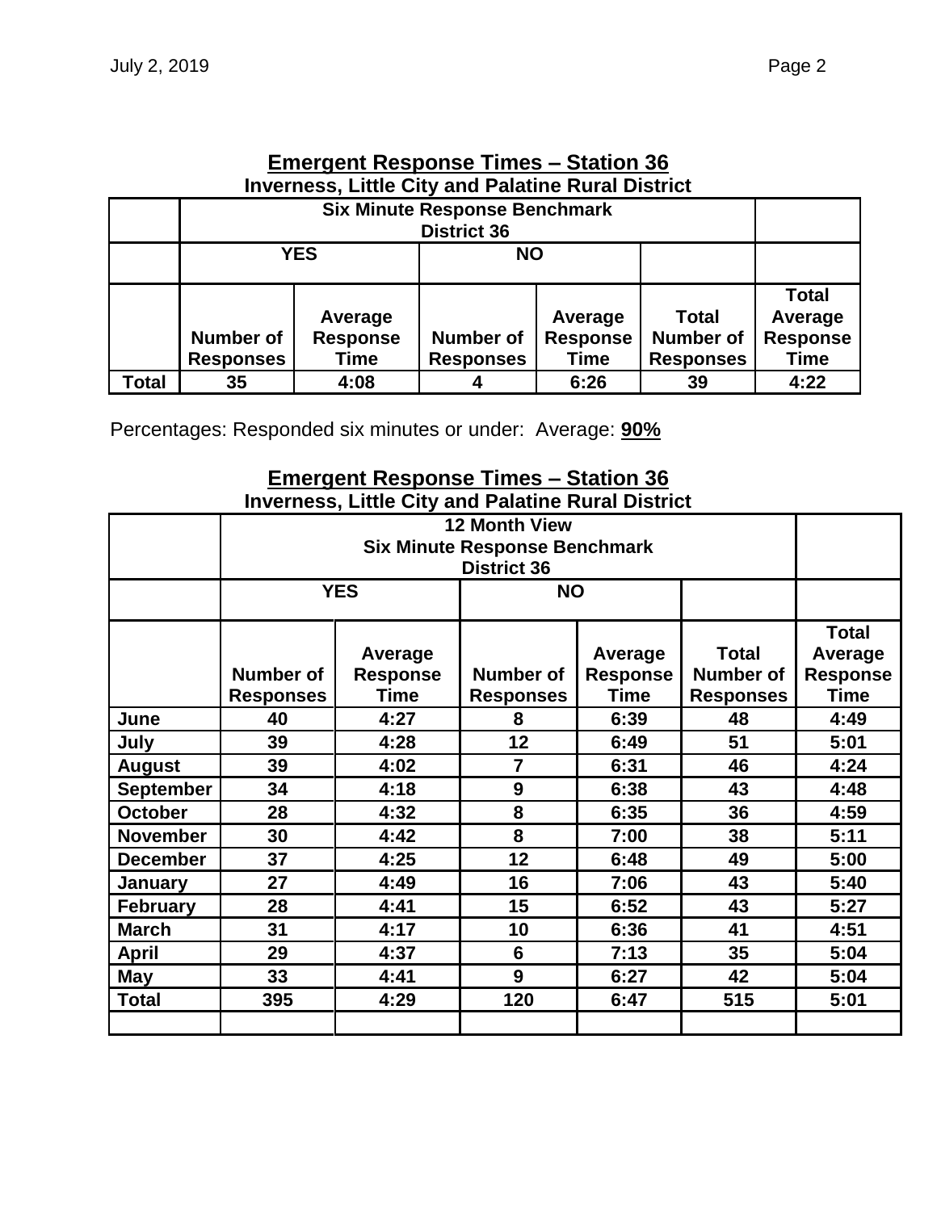## Emergent Response Times – Station 36

**Inverness, Little City and Palatine Rural District**

| | Six Minute Response Benchmark District 36 | | | | | |
|---|---|---|---|---|---|---|
| | YES | | NO | | | |
| | Number of Responses | Average Response Time | Number of Responses | Average Response Time | Total Number of Responses | Total Average Response Time |
| **Total** | 35 | 4:08 | 4 | 6:26 | 39 | 4:22 |

Percentages: Responded six minutes or under: Average: **90%**

## Emergent Response Times – Station 36

**Inverness, Little City and Palatine Rural District**

| | 12 Month View Six Minute Response Benchmark District 36 | | | | | |
|---|---|---|---|---|---|---|
| | YES | | NO | | | |
| | Number of Responses | Average Response Time | Number of Responses | Average Response Time | Total Number of Responses | Total Average Response Time |
| **June** | 40 | 4:27 | 8 | 6:39 | 48 | 4:49 |
| **July** | 39 | 4:28 | 12 | 6:49 | 51 | 5:01 |
| **August** | 39 | 4:02 | 7 | 6:31 | 46 | 4:24 |
| **September** | 34 | 4:18 | 9 | 6:38 | 43 | 4:48 |
| **October** | 28 | 4:32 | 8 | 6:35 | 36 | 4:59 |
| **November** | 30 | 4:42 | 8 | 7:00 | 38 | 5:11 |
| **December** | 37 | 4:25 | 12 | 6:48 | 49 | 5:00 |
| **January** | 27 | 4:49 | 16 | 7:06 | 43 | 5:40 |
| **February** | 28 | 4:41 | 15 | 6:52 | 43 | 5:27 |
| **March** | 31 | 4:17 | 10 | 6:36 | 41 | 4:51 |
| **April** | 29 | 4:37 | 6 | 7:13 | 35 | 5:04 |
| **May** | 33 | 4:41 | 9 | 6:27 | 42 | 5:04 |
| **Total** | 395 | 4:29 | 120 | 6:47 | 515 | 5:01 |
| | | | | | | |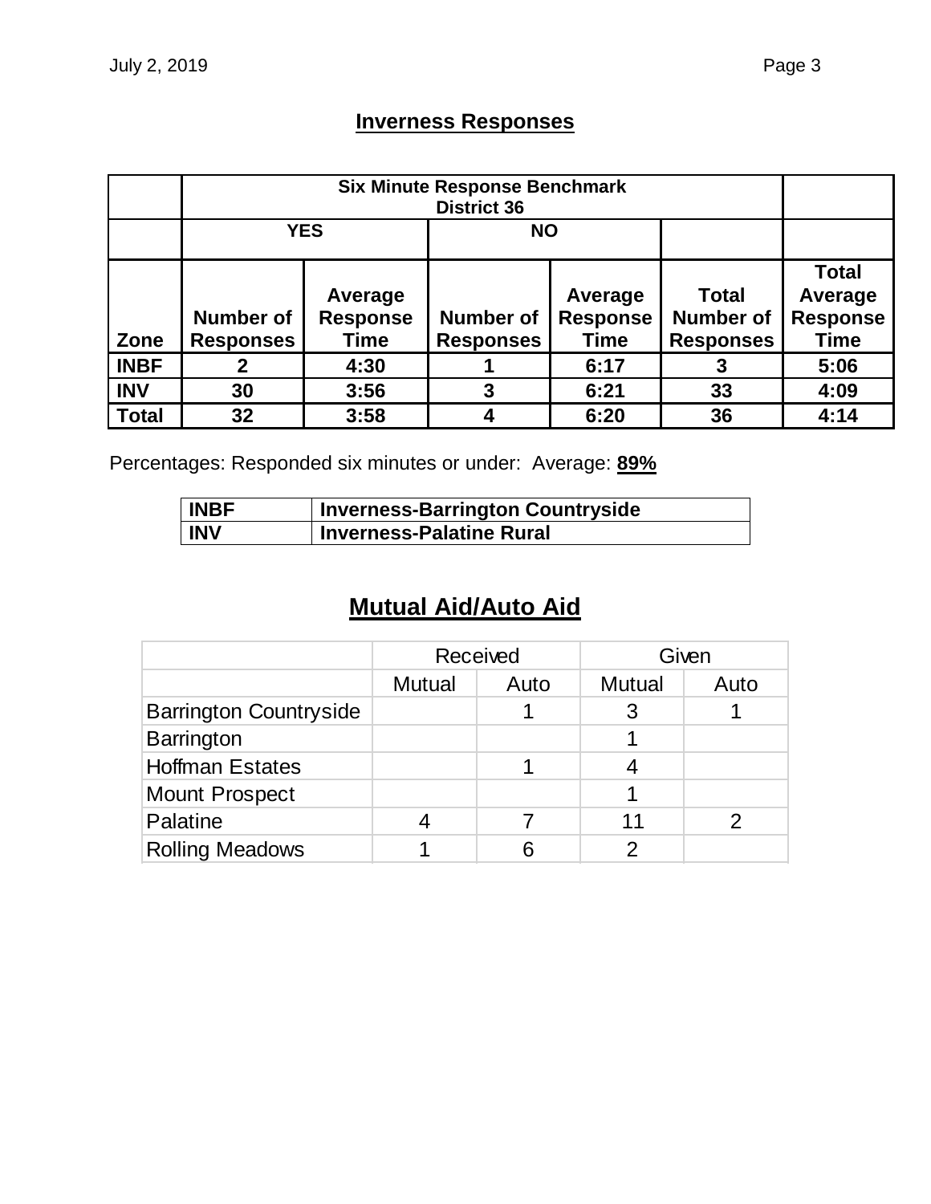## Inverness Responses

| | Six Minute Response Benchmark District 36 | | | | | |
|---|---|---|---|---|---|---|
| | YES | | NO | | | |
| Zone | Number of Responses | Average Response Time | Number of Responses | Average Response Time | Total Number of Responses | Total Average Response Time |
| **INBF** | **2** | **4:30** | **1** | **6:17** | **3** | **5:06** |
| **INV** | **30** | **3:56** | **3** | **6:21** | **33** | **4:09** |
| **Total** | **32** | **3:58** | **4** | **6:20** | **36** | **4:14** |

Percentages: Responded six minutes or under: Average: **89%**

| | |
|---|---|
| **INBF** | **Inverness-Barrington Countryside** |
| **INV** | **Inverness-Palatine Rural** |

## Mutual Aid/Auto Aid

| | Received | | Given | |
|---|---|---|---|---|
| | Mutual | Auto | Mutual | Auto |
| Barrington Countryside | | 1 | 3 | 1 |
| Barrington | | | 1 | |
| Hoffman Estates | | 1 | 4 | |
| Mount Prospect | | | 1 | |
| Palatine | 4 | 7 | 11 | 2 |
| Rolling Meadows | 1 | 6 | 2 | |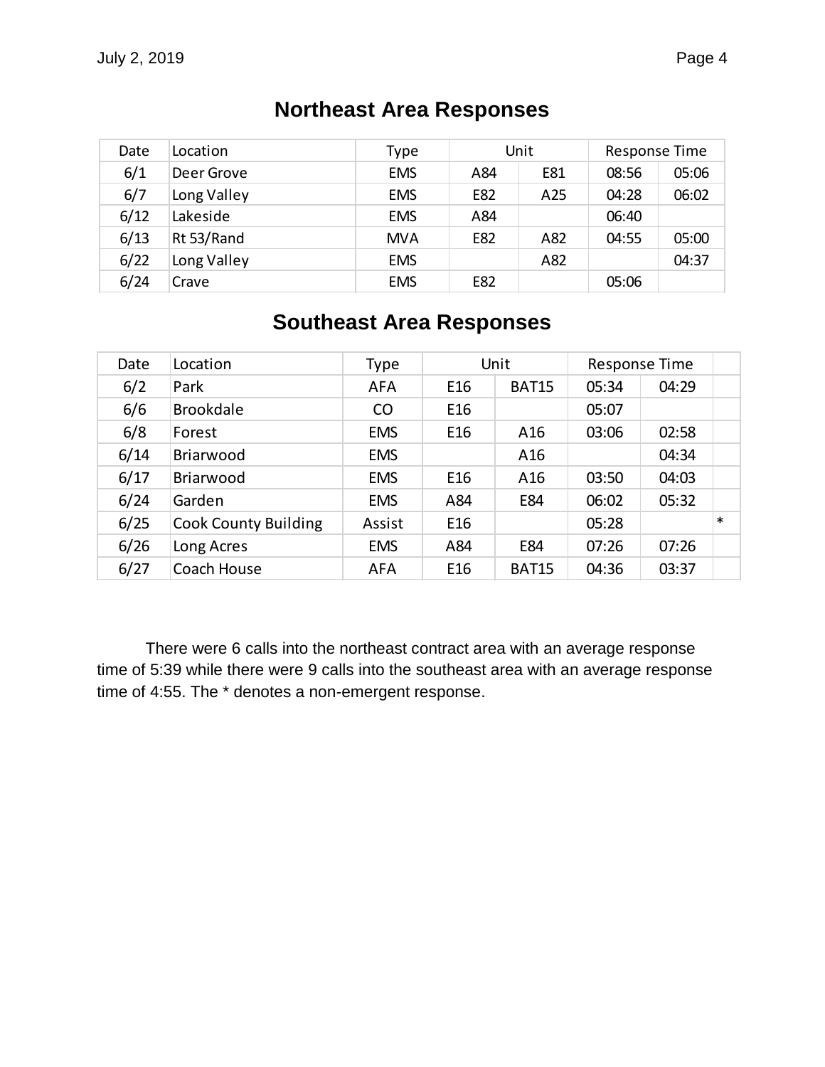## Northeast Area Responses

| Date | Location | Type | Unit | | Response Time | |
|---|---|---|---|---|---|---|
| 6/1 | Deer Grove | EMS | A84 | E81 | 08:56 | 05:06 |
| 6/7 | Long Valley | EMS | E82 | A25 | 04:28 | 06:02 |
| 6/12 | Lakeside | EMS | A84 | | 06:40 | |
| 6/13 | Rt 53/Rand | MVA | E82 | A82 | 04:55 | 05:00 |
| 6/22 | Long Valley | EMS | | A82 | | 04:37 |
| 6/24 | Crave | EMS | E82 | | 05:06 | |

## Southeast Area Responses

| Date | Location | Type | Unit | | Response Time | | |
|---|---|---|---|---|---|---|---|
| 6/2 | Park | AFA | E16 | BAT15 | 05:34 | 04:29 | |
| 6/6 | Brookdale | CO | E16 | | 05:07 | | |
| 6/8 | Forest | EMS | E16 | A16 | 03:06 | 02:58 | |
| 6/14 | Briarwood | EMS | | A16 | | 04:34 | |
| 6/17 | Briarwood | EMS | E16 | A16 | 03:50 | 04:03 | |
| 6/24 | Garden | EMS | A84 | E84 | 06:02 | 05:32 | |
| 6/25 | Cook County Building | Assist | E16 | | 05:28 | | * |
| 6/26 | Long Acres | EMS | A84 | E84 | 07:26 | 07:26 | |
| 6/27 | Coach House | AFA | E16 | BAT15 | 04:36 | 03:37 | |

There were 6 calls into the northeast contract area with an average response time of 5:39 while there were 9 calls into the southeast area with an average response time of 4:55. The * denotes a non-emergent response.